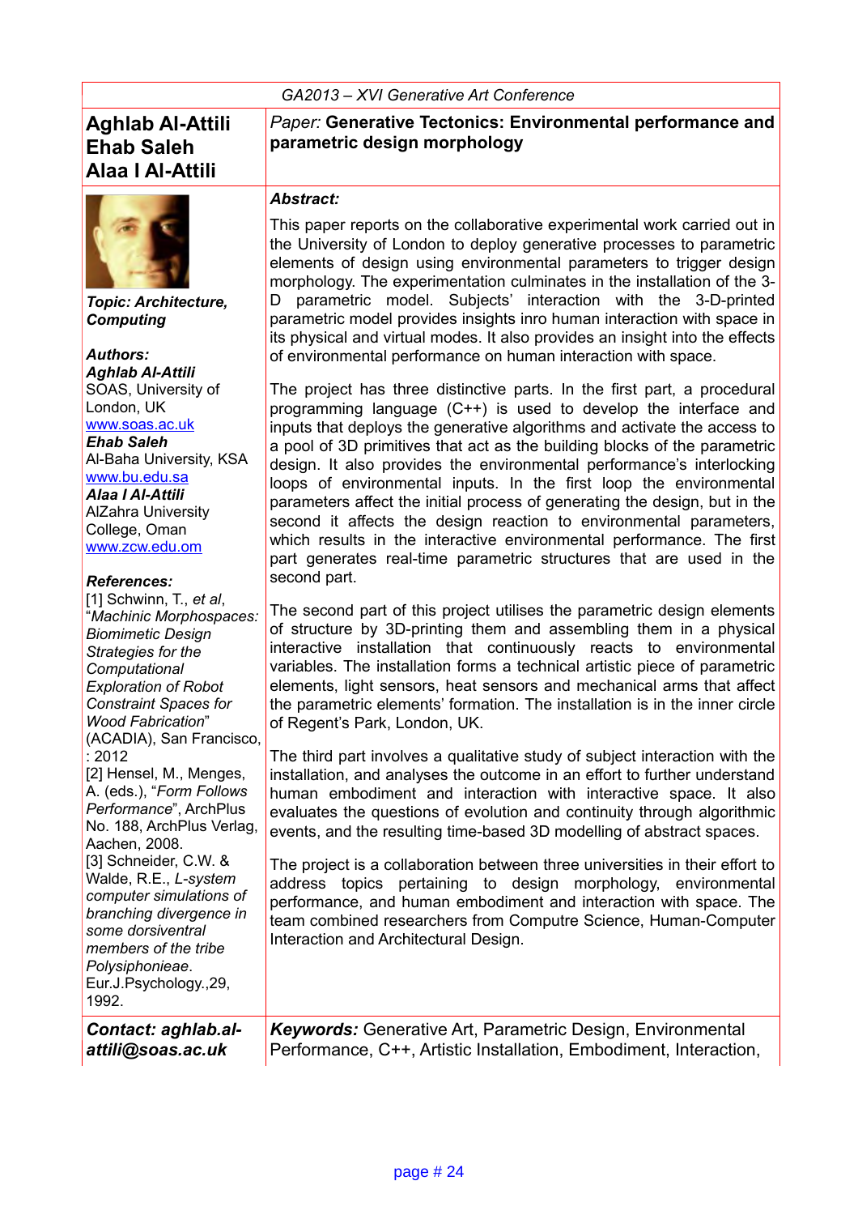GA2013 – XVI Generative Art Conference

**Aghlab Al-Attili**
**Ehab Saleh**
**Alaa I Al-Attili**

*Paper:* **Generative Tectonics: Environmental performance and parametric design morphology**

***Topic: Architecture, Computing***

***Authors:***

***Aghlab Al-Attili***
SOAS, University of London, UK
www.soas.ac.uk

***Ehab Saleh***
Al-Baha University, KSA
www.bu.edu.sa

***Alaa I Al-Attili***
AlZahra University College, Oman
www.zcw.edu.om

***References:***

[1] Schwinn, T., *et al*, "*Machinic Morphospaces: Biomimetic Design Strategies for the Computational Exploration of Robot Constraint Spaces for Wood Fabrication*" (ACADIA), San Francisco, : 2012

[2] Hensel, M., Menges, A. (eds.), "*Form Follows Performance*", ArchPlus No. 188, ArchPlus Verlag, Aachen, 2008.

[3] Schneider, C.W. & Walde, R.E., *L-system computer simulations of branching divergence in some dorsiventral members of the tribe Polysiphonieae*. Eur.J.Psychology.,29, 1992.

***Abstract:***

This paper reports on the collaborative experimental work carried out in the University of London to deploy generative processes to parametric elements of design using environmental parameters to trigger design morphology. The experimentation culminates in the installation of the 3-D parametric model. Subjects' interaction with the 3-D-printed parametric model provides insights inro human interaction with space in its physical and virtual modes. It also provides an insight into the effects of environmental performance on human interaction with space.

The project has three distinctive parts. In the first part, a procedural programming language (C++) is used to develop the interface and inputs that deploys the generative algorithms and activate the access to a pool of 3D primitives that act as the building blocks of the parametric design. It also provides the environmental performance's interlocking loops of environmental inputs. In the first loop the environmental parameters affect the initial process of generating the design, but in the second it affects the design reaction to environmental parameters, which results in the interactive environmental performance. The first part generates real-time parametric structures that are used in the second part.

The second part of this project utilises the parametric design elements of structure by 3D-printing them and assembling them in a physical interactive installation that continuously reacts to environmental variables. The installation forms a technical artistic piece of parametric elements, light sensors, heat sensors and mechanical arms that affect the parametric elements' formation. The installation is in the inner circle of Regent's Park, London, UK.

The third part involves a qualitative study of subject interaction with the installation, and analyses the outcome in an effort to further understand human embodiment and interaction with interactive space. It also evaluates the questions of evolution and continuity through algorithmic events, and the resulting time-based 3D modelling of abstract spaces.

The project is a collaboration between three universities in their effort to address topics pertaining to design morphology, environmental performance, and human embodiment and interaction with space. The team combined researchers from Computre Science, Human-Computer Interaction and Architectural Design.

***Contact: aghlab.al-attili@soas.ac.uk***

***Keywords:*** Generative Art, Parametric Design, Environmental Performance, C++, Artistic Installation, Embodiment, Interaction,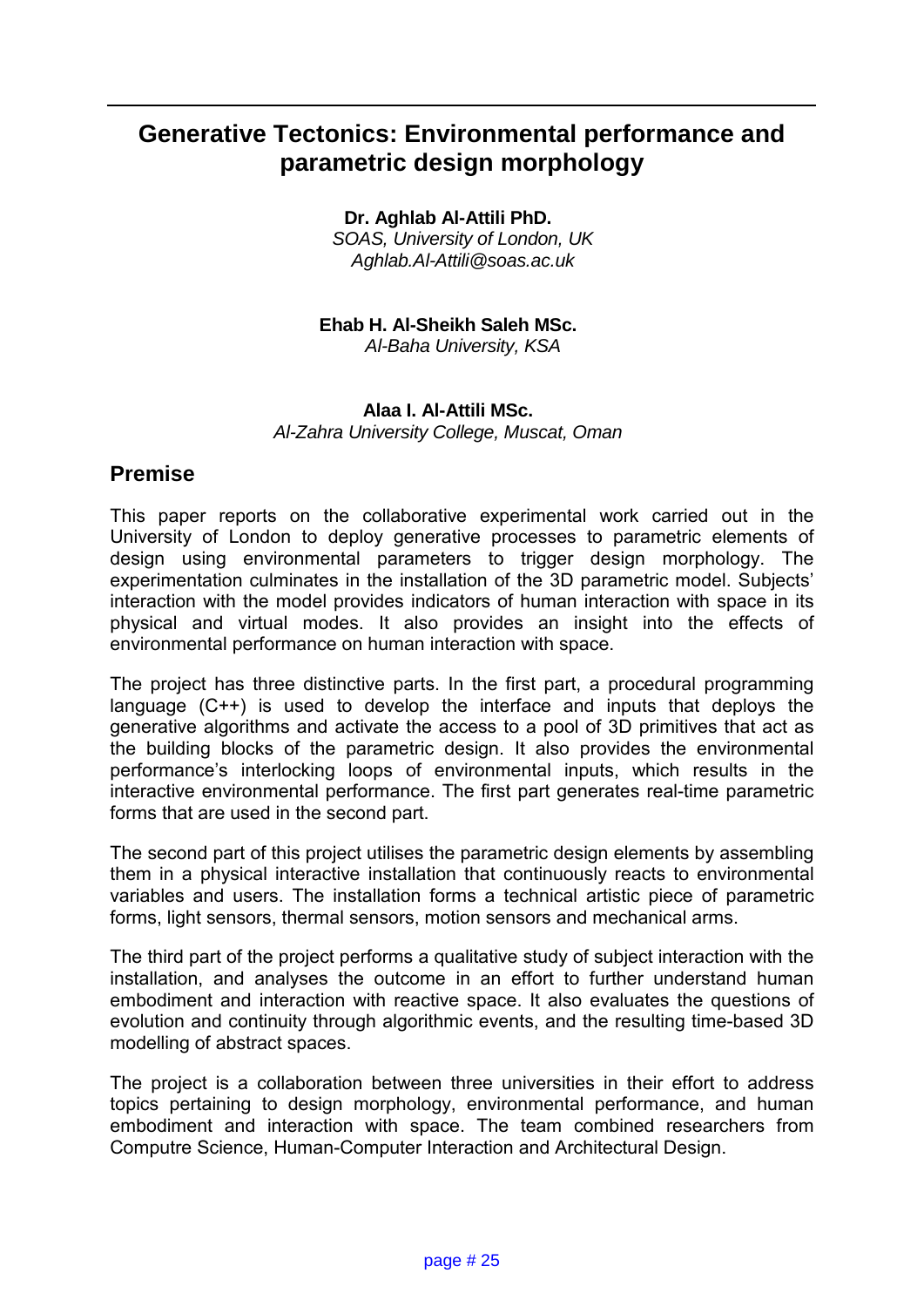# Generative Tectonics: Environmental performance and parametric design morphology

**Dr. Aghlab Al-Attili PhD.**
*SOAS, University of London, UK*
*Aghlab.Al-Attili@soas.ac.uk*

**Ehab H. Al-Sheikh Saleh MSc.**
*Al-Baha University, KSA*

**Alaa I. Al-Attili MSc.**
*Al-Zahra University College, Muscat, Oman*

## Premise

This paper reports on the collaborative experimental work carried out in the University of London to deploy generative processes to parametric elements of design using environmental parameters to trigger design morphology. The experimentation culminates in the installation of the 3D parametric model. Subjects' interaction with the model provides indicators of human interaction with space in its physical and virtual modes. It also provides an insight into the effects of environmental performance on human interaction with space.

The project has three distinctive parts. In the first part, a procedural programming language (C++) is used to develop the interface and inputs that deploys the generative algorithms and activate the access to a pool of 3D primitives that act as the building blocks of the parametric design. It also provides the environmental performance's interlocking loops of environmental inputs, which results in the interactive environmental performance. The first part generates real-time parametric forms that are used in the second part.

The second part of this project utilises the parametric design elements by assembling them in a physical interactive installation that continuously reacts to environmental variables and users. The installation forms a technical artistic piece of parametric forms, light sensors, thermal sensors, motion sensors and mechanical arms.

The third part of the project performs a qualitative study of subject interaction with the installation, and analyses the outcome in an effort to further understand human embodiment and interaction with reactive space. It also evaluates the questions of evolution and continuity through algorithmic events, and the resulting time-based 3D modelling of abstract spaces.

The project is a collaboration between three universities in their effort to address topics pertaining to design morphology, environmental performance, and human embodiment and interaction with space. The team combined researchers from Computre Science, Human-Computer Interaction and Architectural Design.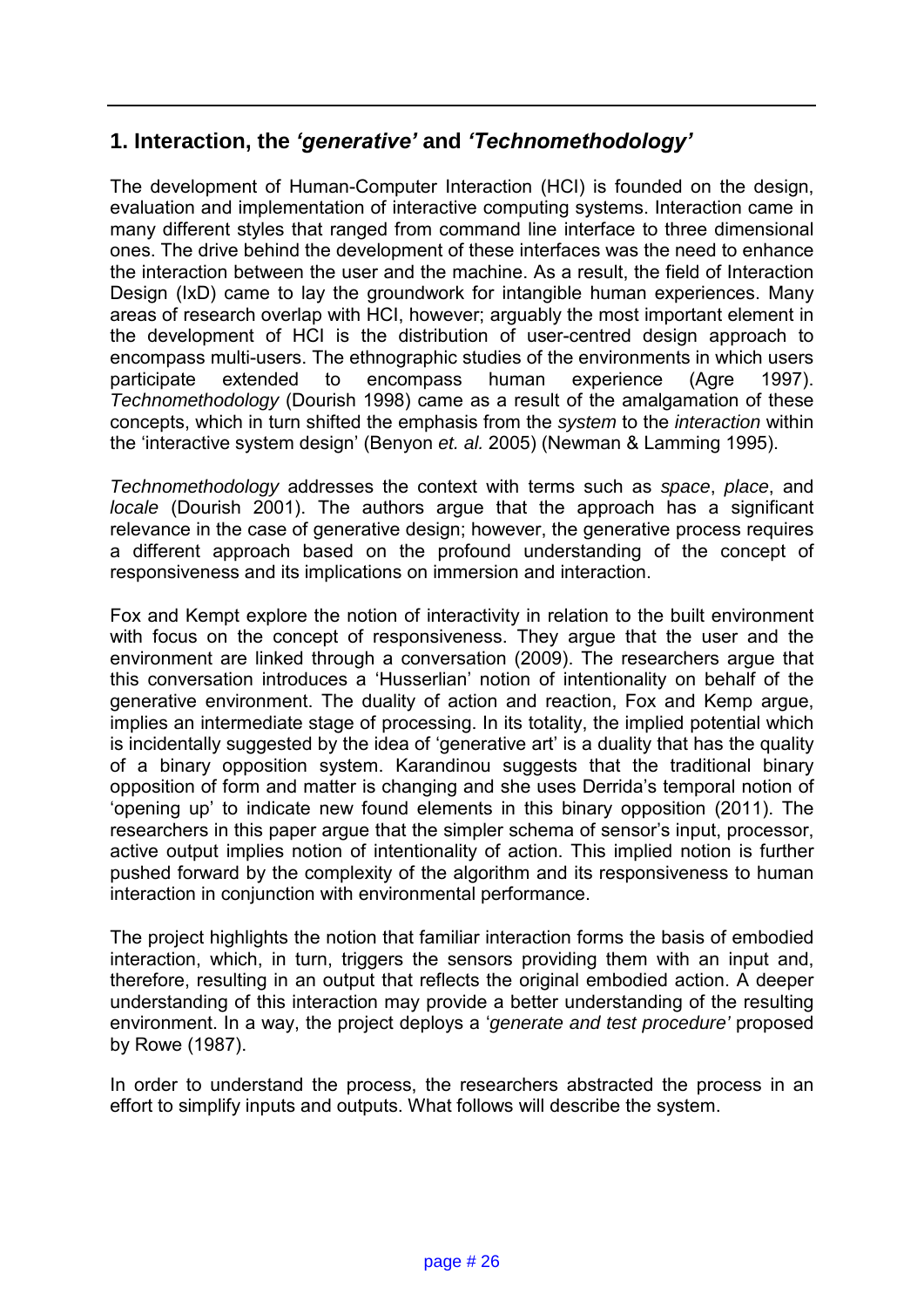## 1. Interaction, the *'generative'* and *'Technomethodology'*

The development of Human-Computer Interaction (HCI) is founded on the design, evaluation and implementation of interactive computing systems. Interaction came in many different styles that ranged from command line interface to three dimensional ones. The drive behind the development of these interfaces was the need to enhance the interaction between the user and the machine. As a result, the field of Interaction Design (IxD) came to lay the groundwork for intangible human experiences. Many areas of research overlap with HCI, however; arguably the most important element in the development of HCI is the distribution of user-centred design approach to encompass multi-users. The ethnographic studies of the environments in which users participate extended to encompass human experience (Agre 1997). *Technomethodology* (Dourish 1998) came as a result of the amalgamation of these concepts, which in turn shifted the emphasis from the *system* to the *interaction* within the 'interactive system design' (Benyon *et. al.* 2005) (Newman & Lamming 1995).

*Technomethodology* addresses the context with terms such as *space*, *place*, and *locale* (Dourish 2001). The authors argue that the approach has a significant relevance in the case of generative design; however, the generative process requires a different approach based on the profound understanding of the concept of responsiveness and its implications on immersion and interaction.

Fox and Kempt explore the notion of interactivity in relation to the built environment with focus on the concept of responsiveness. They argue that the user and the environment are linked through a conversation (2009). The researchers argue that this conversation introduces a 'Husserlian' notion of intentionality on behalf of the generative environment. The duality of action and reaction, Fox and Kemp argue, implies an intermediate stage of processing. In its totality, the implied potential which is incidentally suggested by the idea of 'generative art' is a duality that has the quality of a binary opposition system. Karandinou suggests that the traditional binary opposition of form and matter is changing and she uses Derrida's temporal notion of 'opening up' to indicate new found elements in this binary opposition (2011). The researchers in this paper argue that the simpler schema of sensor's input, processor, active output implies notion of intentionality of action. This implied notion is further pushed forward by the complexity of the algorithm and its responsiveness to human interaction in conjunction with environmental performance.

The project highlights the notion that familiar interaction forms the basis of embodied interaction, which, in turn, triggers the sensors providing them with an input and, therefore, resulting in an output that reflects the original embodied action. A deeper understanding of this interaction may provide a better understanding of the resulting environment. In a way, the project deploys a '*generate and test procedure'* proposed by Rowe (1987).

In order to understand the process, the researchers abstracted the process in an effort to simplify inputs and outputs. What follows will describe the system.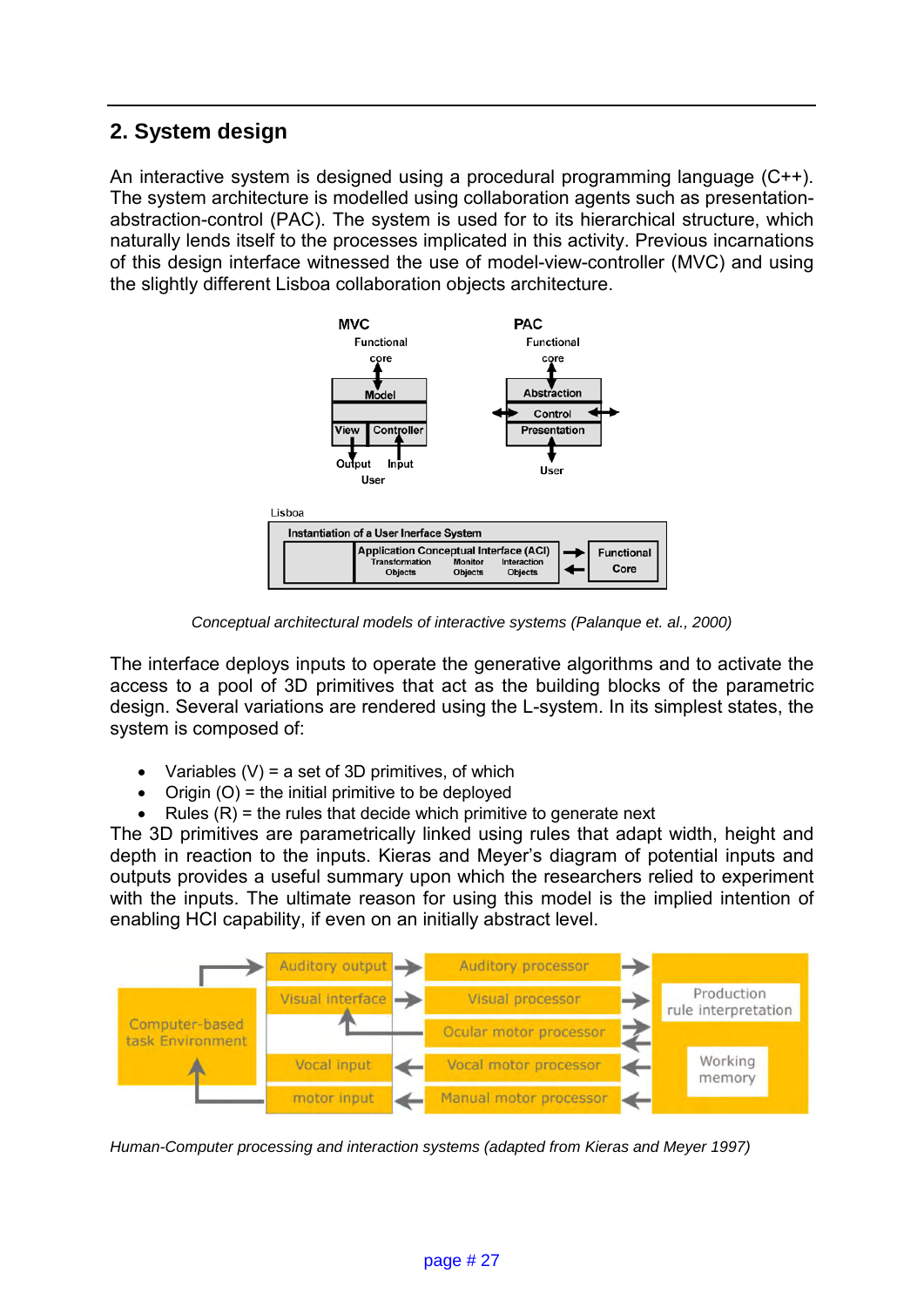## 2. System design

An interactive system is designed using a procedural programming language (C++). The system architecture is modelled using collaboration agents such as presentation-abstraction-control (PAC). The system is used for to its hierarchical structure, which naturally lends itself to the processes implicated in this activity. Previous incarnations of this design interface witnessed the use of model-view-controller (MVC) and using the slightly different Lisboa collaboration objects architecture.

*Conceptual architectural models of interactive systems (Palanque et. al., 2000)*

The interface deploys inputs to operate the generative algorithms and to activate the access to a pool of 3D primitives that act as the building blocks of the parametric design. Several variations are rendered using the L-system. In its simplest states, the system is composed of:

- Variables (V) = a set of 3D primitives, of which
- Origin (O) = the initial primitive to be deployed
- Rules (R) = the rules that decide which primitive to generate next

The 3D primitives are parametrically linked using rules that adapt width, height and depth in reaction to the inputs. Kieras and Meyer's diagram of potential inputs and outputs provides a useful summary upon which the researchers relied to experiment with the inputs. The ultimate reason for using this model is the implied intention of enabling HCI capability, if even on an initially abstract level.

*Human-Computer processing and interaction systems (adapted from Kieras and Meyer 1997)*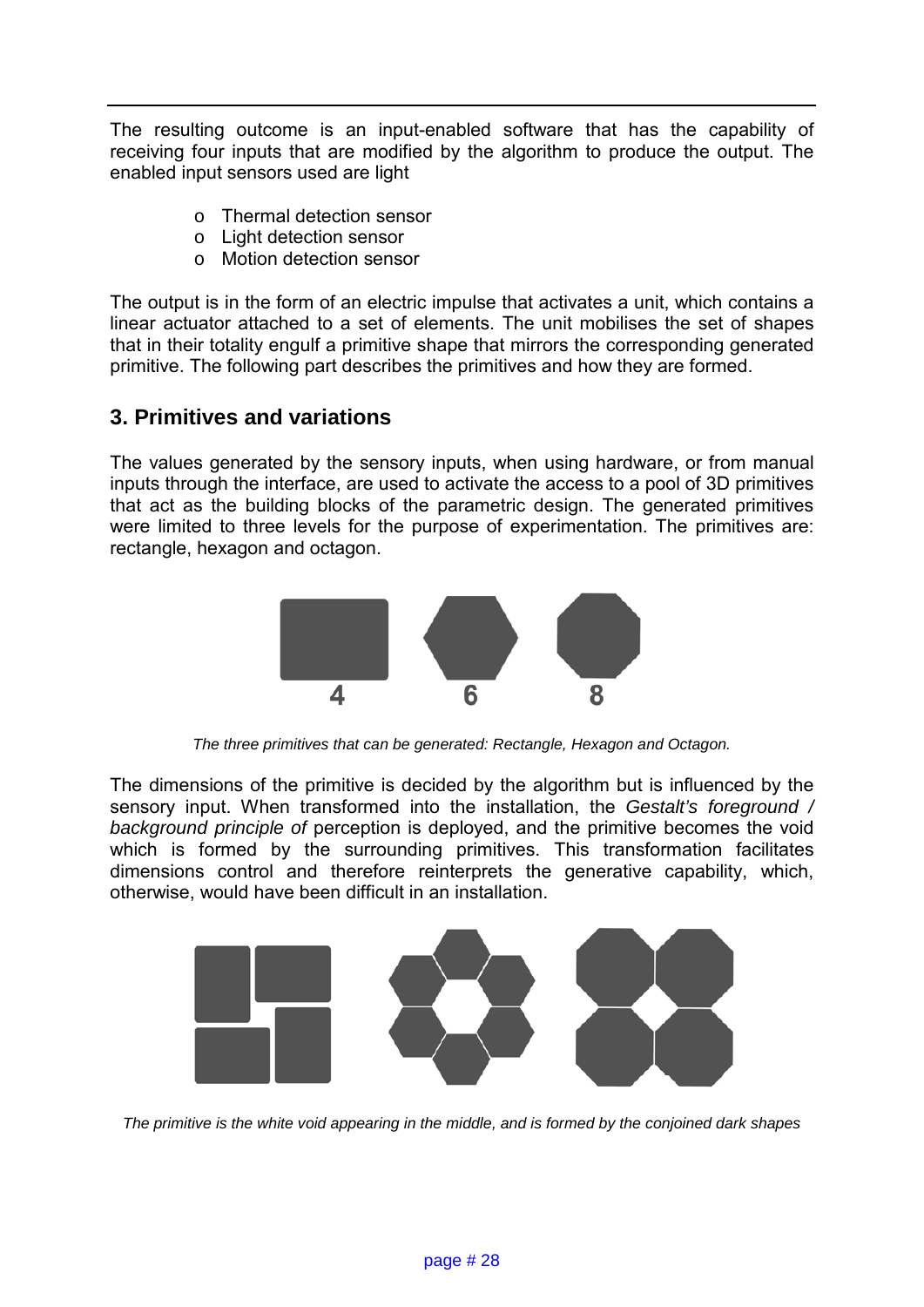The resulting outcome is an input-enabled software that has the capability of receiving four inputs that are modified by the algorithm to produce the output. The enabled input sensors used are light

- Thermal detection sensor
- Light detection sensor
- Motion detection sensor

The output is in the form of an electric impulse that activates a unit, which contains a linear actuator attached to a set of elements. The unit mobilises the set of shapes that in their totality engulf a primitive shape that mirrors the corresponding generated primitive. The following part describes the primitives and how they are formed.

## 3. Primitives and variations

The values generated by the sensory inputs, when using hardware, or from manual inputs through the interface, are used to activate the access to a pool of 3D primitives that act as the building blocks of the parametric design. The generated primitives were limited to three levels for the purpose of experimentation. The primitives are: rectangle, hexagon and octagon.

4 6 8

*The three primitives that can be generated: Rectangle, Hexagon and Octagon.*

The dimensions of the primitive is decided by the algorithm but is influenced by the sensory input. When transformed into the installation, the *Gestalt's foreground / background principle of* perception is deployed, and the primitive becomes the void which is formed by the surrounding primitives. This transformation facilitates dimensions control and therefore reinterprets the generative capability, which, otherwise, would have been difficult in an installation.

*The primitive is the white void appearing in the middle, and is formed by the conjoined dark shapes*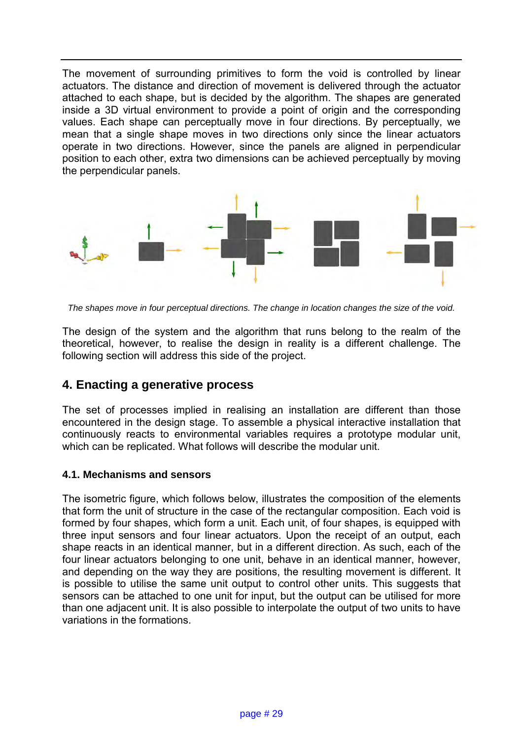The movement of surrounding primitives to form the void is controlled by linear actuators. The distance and direction of movement is delivered through the actuator attached to each shape, but is decided by the algorithm. The shapes are generated inside a 3D virtual environment to provide a point of origin and the corresponding values. Each shape can perceptually move in four directions. By perceptually, we mean that a single shape moves in two directions only since the linear actuators operate in two directions. However, since the panels are aligned in perpendicular position to each other, extra two dimensions can be achieved perceptually by moving the perpendicular panels.

*The shapes move in four perceptual directions. The change in location changes the size of the void.*

The design of the system and the algorithm that runs belong to the realm of the theoretical, however, to realise the design in reality is a different challenge. The following section will address this side of the project.

## 4. Enacting a generative process

The set of processes implied in realising an installation are different than those encountered in the design stage. To assemble a physical interactive installation that continuously reacts to environmental variables requires a prototype modular unit, which can be replicated. What follows will describe the modular unit.

### 4.1. Mechanisms and sensors

The isometric figure, which follows below, illustrates the composition of the elements that form the unit of structure in the case of the rectangular composition. Each void is formed by four shapes, which form a unit. Each unit, of four shapes, is equipped with three input sensors and four linear actuators. Upon the receipt of an output, each shape reacts in an identical manner, but in a different direction. As such, each of the four linear actuators belonging to one unit, behave in an identical manner, however, and depending on the way they are positions, the resulting movement is different. It is possible to utilise the same unit output to control other units. This suggests that sensors can be attached to one unit for input, but the output can be utilised for more than one adjacent unit. It is also possible to interpolate the output of two units to have variations in the formations.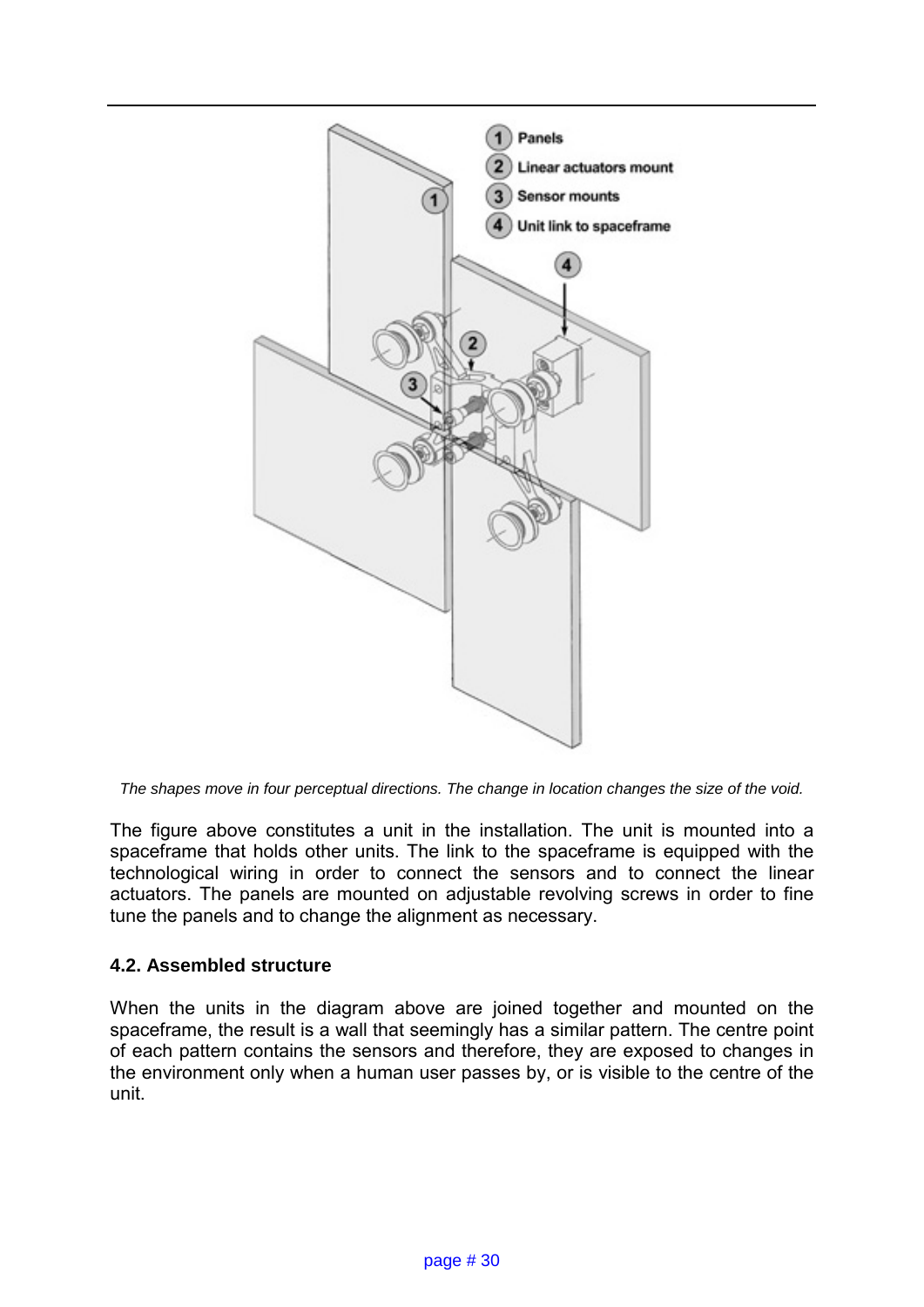*The shapes move in four perceptual directions. The change in location changes the size of the void.*

The figure above constitutes a unit in the installation. The unit is mounted into a spaceframe that holds other units. The link to the spaceframe is equipped with the technological wiring in order to connect the sensors and to connect the linear actuators. The panels are mounted on adjustable revolving screws in order to fine tune the panels and to change the alignment as necessary.

### 4.2. Assembled structure

When the units in the diagram above are joined together and mounted on the spaceframe, the result is a wall that seemingly has a similar pattern. The centre point of each pattern contains the sensors and therefore, they are exposed to changes in the environment only when a human user passes by, or is visible to the centre of the unit.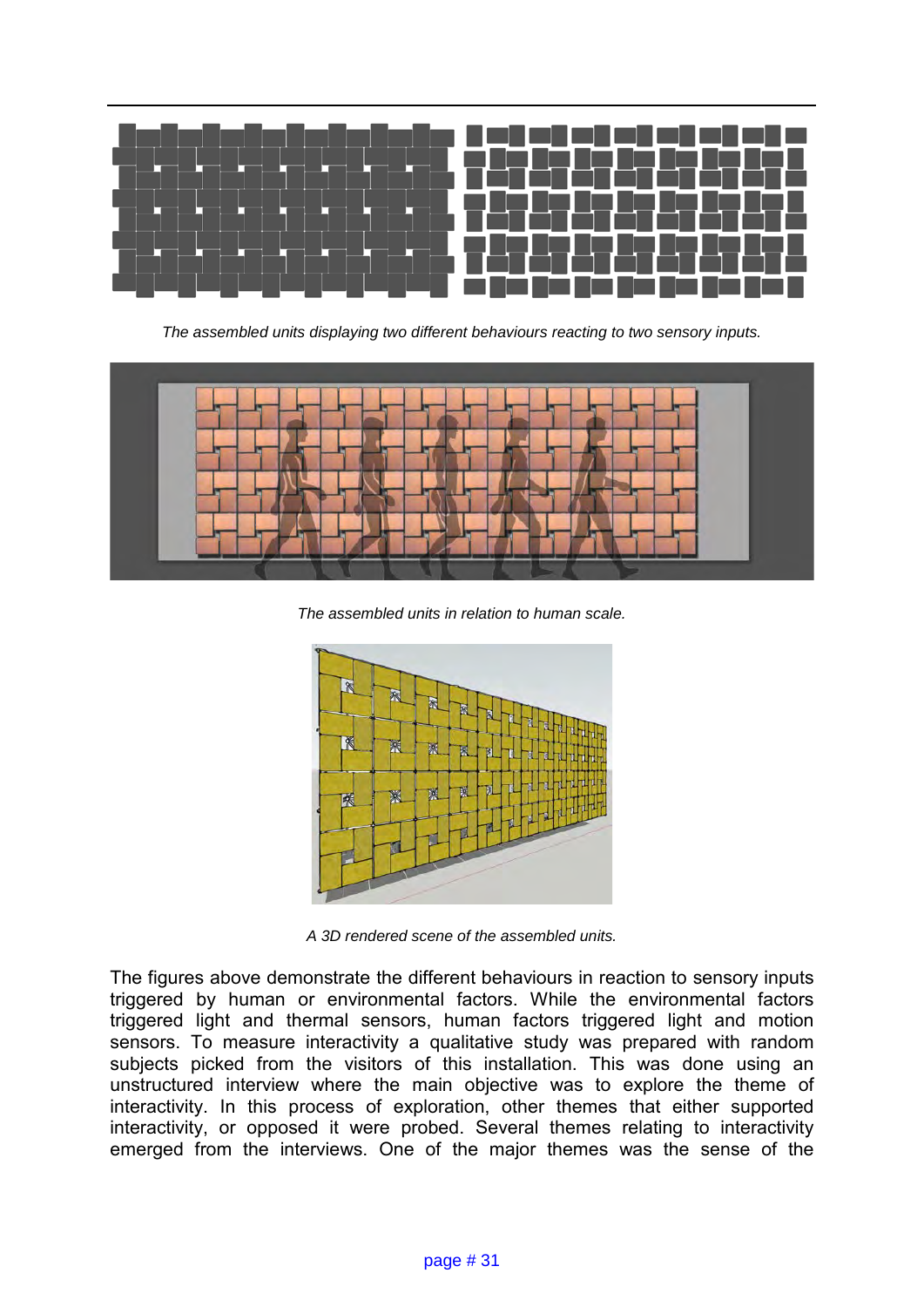The assembled units displaying two different behaviours reacting to two sensory inputs.

The assembled units in relation to human scale.

A 3D rendered scene of the assembled units.

The figures above demonstrate the different behaviours in reaction to sensory inputs triggered by human or environmental factors. While the environmental factors triggered light and thermal sensors, human factors triggered light and motion sensors. To measure interactivity a qualitative study was prepared with random subjects picked from the visitors of this installation. This was done using an unstructured interview where the main objective was to explore the theme of interactivity. In this process of exploration, other themes that either supported interactivity, or opposed it were probed. Several themes relating to interactivity emerged from the interviews. One of the major themes was the sense of the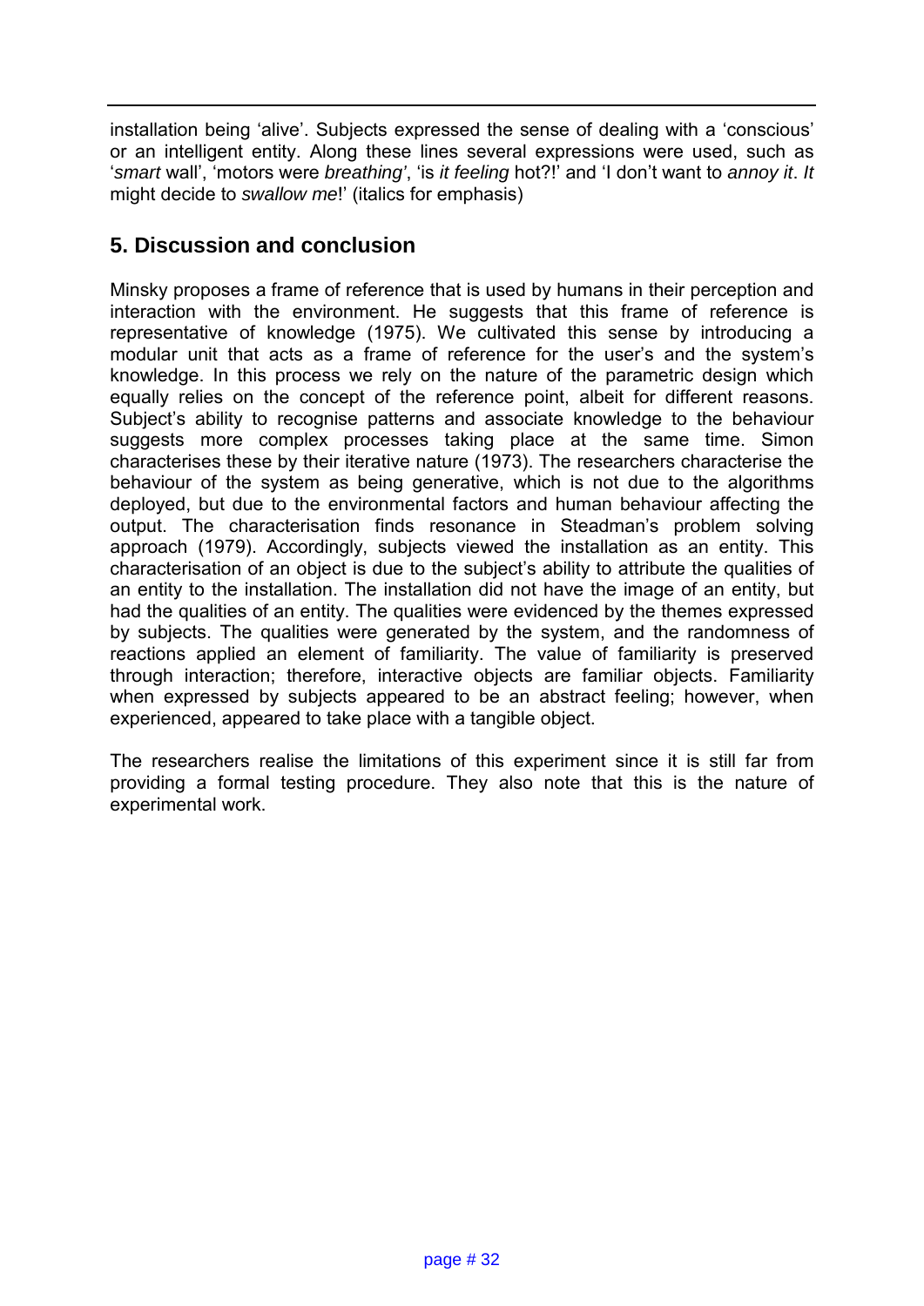installation being 'alive'. Subjects expressed the sense of dealing with a 'conscious' or an intelligent entity. Along these lines several expressions were used, such as '*smart* wall', 'motors were *breathing*', 'is *it feeling* hot?!' and 'I don't want to *annoy it*. *It* might decide to *swallow me*!' (italics for emphasis)

## 5. Discussion and conclusion

Minsky proposes a frame of reference that is used by humans in their perception and interaction with the environment. He suggests that this frame of reference is representative of knowledge (1975). We cultivated this sense by introducing a modular unit that acts as a frame of reference for the user's and the system's knowledge. In this process we rely on the nature of the parametric design which equally relies on the concept of the reference point, albeit for different reasons. Subject's ability to recognise patterns and associate knowledge to the behaviour suggests more complex processes taking place at the same time. Simon characterises these by their iterative nature (1973). The researchers characterise the behaviour of the system as being generative, which is not due to the algorithms deployed, but due to the environmental factors and human behaviour affecting the output. The characterisation finds resonance in Steadman's problem solving approach (1979). Accordingly, subjects viewed the installation as an entity. This characterisation of an object is due to the subject's ability to attribute the qualities of an entity to the installation. The installation did not have the image of an entity, but had the qualities of an entity. The qualities were evidenced by the themes expressed by subjects. The qualities were generated by the system, and the randomness of reactions applied an element of familiarity. The value of familiarity is preserved through interaction; therefore, interactive objects are familiar objects. Familiarity when expressed by subjects appeared to be an abstract feeling; however, when experienced, appeared to take place with a tangible object.

The researchers realise the limitations of this experiment since it is still far from providing a formal testing procedure. They also note that this is the nature of experimental work.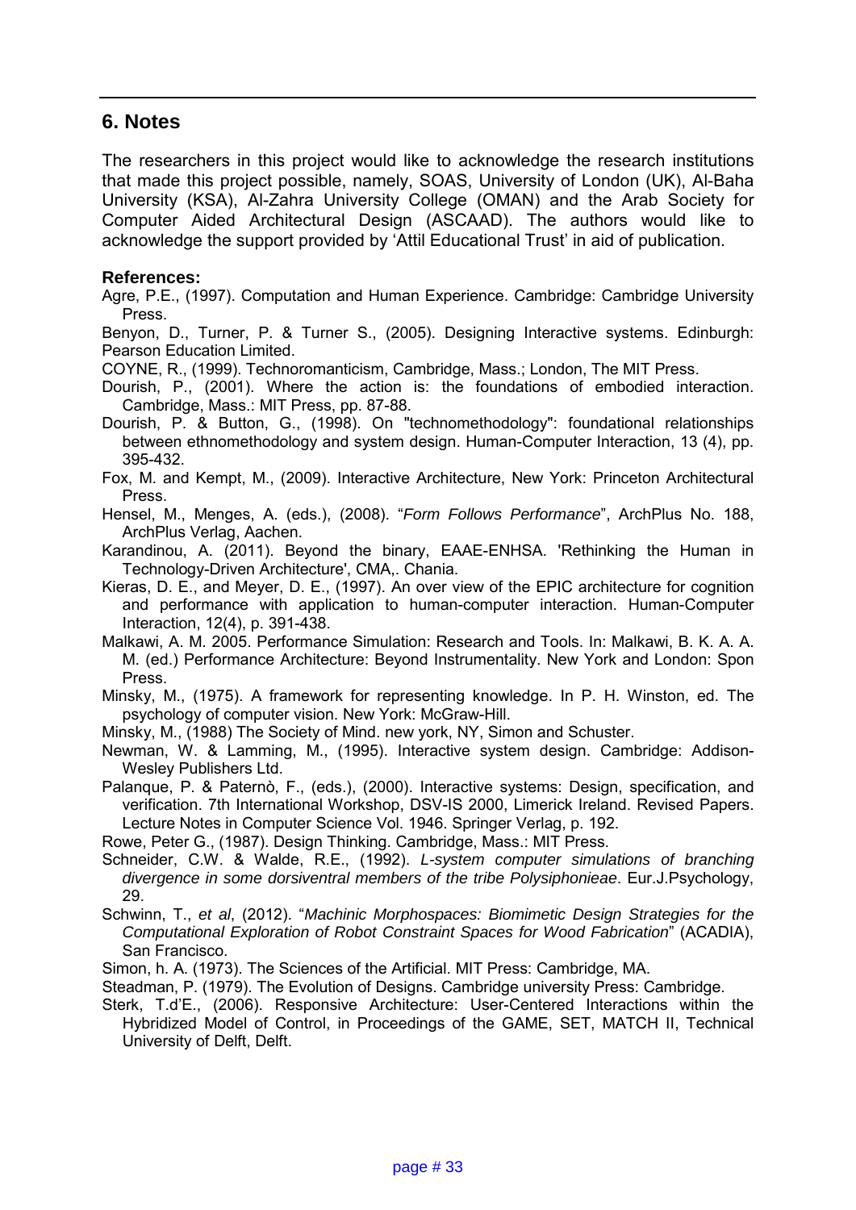## 6. Notes

The researchers in this project would like to acknowledge the research institutions that made this project possible, namely, SOAS, University of London (UK), Al-Baha University (KSA), Al-Zahra University College (OMAN) and the Arab Society for Computer Aided Architectural Design (ASCAAD). The authors would like to acknowledge the support provided by 'Attil Educational Trust' in aid of publication.

**References:**

Agre, P.E., (1997). Computation and Human Experience. Cambridge: Cambridge University Press.

Benyon, D., Turner, P. & Turner S., (2005). Designing Interactive systems. Edinburgh: Pearson Education Limited.

COYNE, R., (1999). Technoromanticism, Cambridge, Mass.; London, The MIT Press.

Dourish, P., (2001). Where the action is: the foundations of embodied interaction. Cambridge, Mass.: MIT Press, pp. 87-88.

Dourish, P. & Button, G., (1998). On "technomethodology": foundational relationships between ethnomethodology and system design. Human-Computer Interaction, 13 (4), pp. 395-432.

Fox, M. and Kempt, M., (2009). Interactive Architecture, New York: Princeton Architectural Press.

Hensel, M., Menges, A. (eds.), (2008). "*Form Follows Performance*", ArchPlus No. 188, ArchPlus Verlag, Aachen.

Karandinou, A. (2011). Beyond the binary, EAAE-ENHSA. 'Rethinking the Human in Technology-Driven Architecture', CMA,. Chania.

Kieras, D. E., and Meyer, D. E., (1997). An over view of the EPIC architecture for cognition and performance with application to human-computer interaction. Human-Computer Interaction, 12(4), p. 391-438.

Malkawi, A. M. 2005. Performance Simulation: Research and Tools. In: Malkawi, B. K. A. A. M. (ed.) Performance Architecture: Beyond Instrumentality. New York and London: Spon Press.

Minsky, M., (1975). A framework for representing knowledge. In P. H. Winston, ed. The psychology of computer vision. New York: McGraw-Hill.

Minsky, M., (1988) The Society of Mind. new york, NY, Simon and Schuster.

Newman, W. & Lamming, M., (1995). Interactive system design. Cambridge: Addison-Wesley Publishers Ltd.

Palanque, P. & Paternò, F., (eds.), (2000). Interactive systems: Design, specification, and verification. 7th International Workshop, DSV-IS 2000, Limerick Ireland. Revised Papers. Lecture Notes in Computer Science Vol. 1946. Springer Verlag, p. 192.

Rowe, Peter G., (1987). Design Thinking. Cambridge, Mass.: MIT Press.

Schneider, C.W. & Walde, R.E., (1992). *L-system computer simulations of branching divergence in some dorsiventral members of the tribe Polysiphonieae*. Eur.J.Psychology, 29.

Schwinn, T., *et al*, (2012). "*Machinic Morphospaces: Biomimetic Design Strategies for the Computational Exploration of Robot Constraint Spaces for Wood Fabrication*" (ACADIA), San Francisco.

Simon, h. A. (1973). The Sciences of the Artificial. MIT Press: Cambridge, MA.

Steadman, P. (1979). The Evolution of Designs. Cambridge university Press: Cambridge.

Sterk, T.d'E., (2006). Responsive Architecture: User-Centered Interactions within the Hybridized Model of Control, in Proceedings of the GAME, SET, MATCH II, Technical University of Delft, Delft.